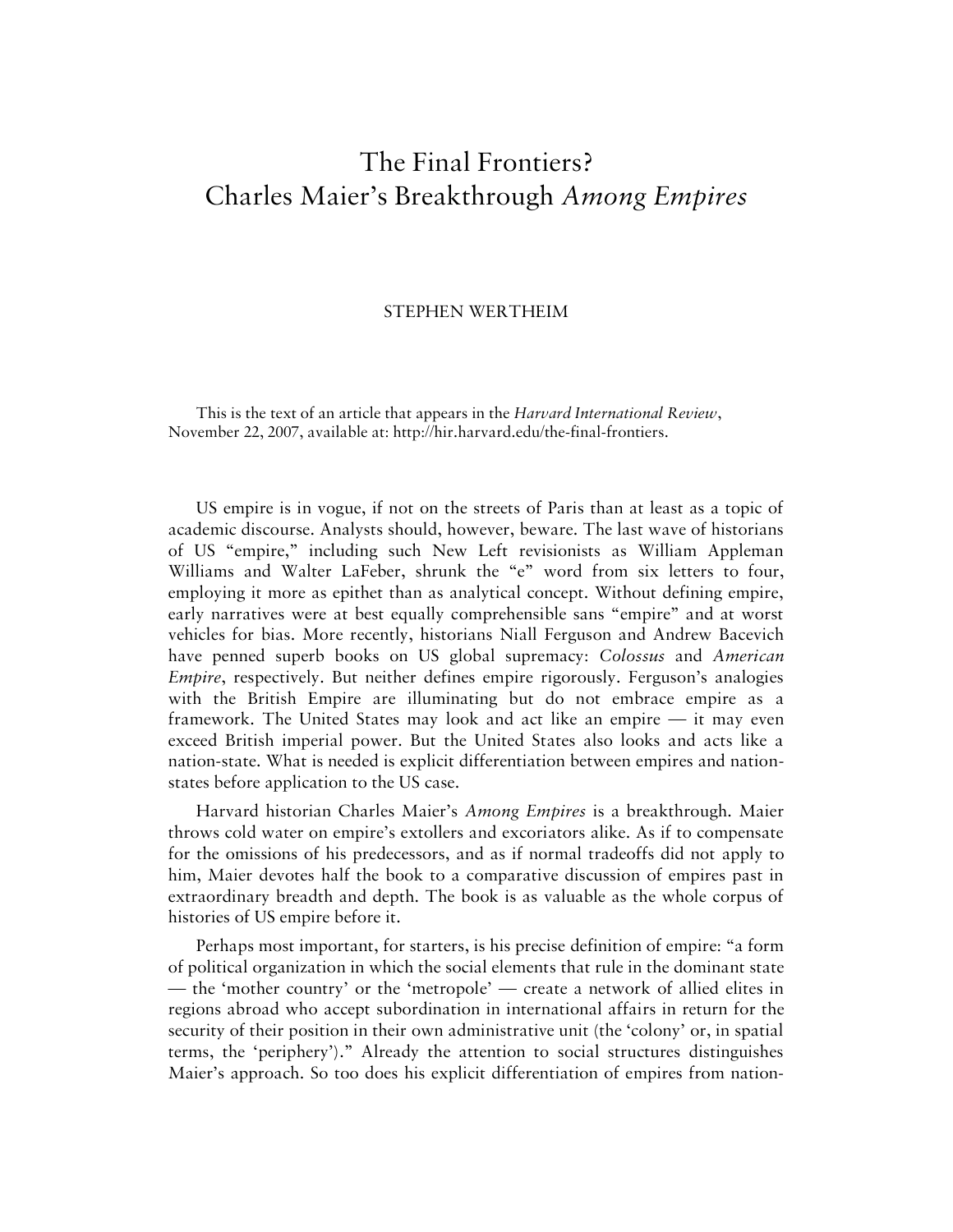# The Final Frontiers?
# Charles Maier's Breakthrough *Among Empires*

STEPHEN WERTHEIM

This is the text of an article that appears in the *Harvard International Review*, November 22, 2007, available at: http://hir.harvard.edu/the-final-frontiers.

US empire is in vogue, if not on the streets of Paris than at least as a topic of academic discourse. Analysts should, however, beware. The last wave of historians of US "empire," including such New Left revisionists as William Appleman Williams and Walter LaFeber, shrunk the "e" word from six letters to four, employing it more as epithet than as analytical concept. Without defining empire, early narratives were at best equally comprehensible sans "empire" and at worst vehicles for bias. More recently, historians Niall Ferguson and Andrew Bacevich have penned superb books on US global supremacy: *Colossus* and *American Empire*, respectively. But neither defines empire rigorously. Ferguson's analogies with the British Empire are illuminating but do not embrace empire as a framework. The United States may look and act like an empire — it may even exceed British imperial power. But the United States also looks and acts like a nation-state. What is needed is explicit differentiation between empires and nation-states before application to the US case.

Harvard historian Charles Maier's *Among Empires* is a breakthrough. Maier throws cold water on empire's extollers and excoriators alike. As if to compensate for the omissions of his predecessors, and as if normal tradeoffs did not apply to him, Maier devotes half the book to a comparative discussion of empires past in extraordinary breadth and depth. The book is as valuable as the whole corpus of histories of US empire before it.

Perhaps most important, for starters, is his precise definition of empire: "a form of political organization in which the social elements that rule in the dominant state — the 'mother country' or the 'metropole' — create a network of allied elites in regions abroad who accept subordination in international affairs in return for the security of their position in their own administrative unit (the 'colony' or, in spatial terms, the 'periphery')." Already the attention to social structures distinguishes Maier's approach. So too does his explicit differentiation of empires from nation-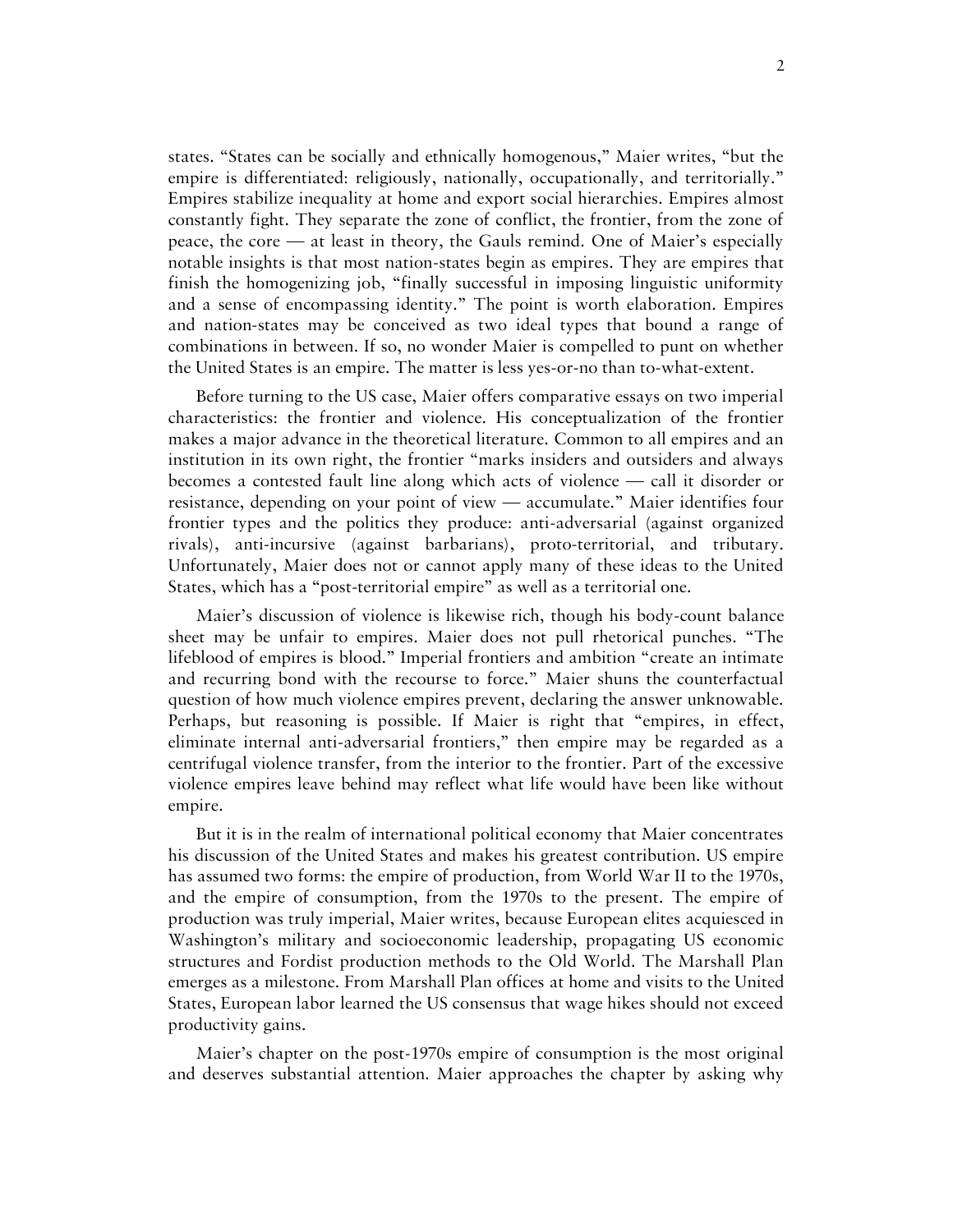states. "States can be socially and ethnically homogenous," Maier writes, "but the empire is differentiated: religiously, nationally, occupationally, and territorially." Empires stabilize inequality at home and export social hierarchies. Empires almost constantly fight. They separate the zone of conflict, the frontier, from the zone of peace, the core — at least in theory, the Gauls remind. One of Maier's especially notable insights is that most nation-states begin as empires. They are empires that finish the homogenizing job, "finally successful in imposing linguistic uniformity and a sense of encompassing identity." The point is worth elaboration. Empires and nation-states may be conceived as two ideal types that bound a range of combinations in between. If so, no wonder Maier is compelled to punt on whether the United States is an empire. The matter is less yes-or-no than to-what-extent.

Before turning to the US case, Maier offers comparative essays on two imperial characteristics: the frontier and violence. His conceptualization of the frontier makes a major advance in the theoretical literature. Common to all empires and an institution in its own right, the frontier "marks insiders and outsiders and always becomes a contested fault line along which acts of violence — call it disorder or resistance, depending on your point of view — accumulate." Maier identifies four frontier types and the politics they produce: anti-adversarial (against organized rivals), anti-incursive (against barbarians), proto-territorial, and tributary. Unfortunately, Maier does not or cannot apply many of these ideas to the United States, which has a "post-territorial empire" as well as a territorial one.

Maier's discussion of violence is likewise rich, though his body-count balance sheet may be unfair to empires. Maier does not pull rhetorical punches. "The lifeblood of empires is blood." Imperial frontiers and ambition "create an intimate and recurring bond with the recourse to force." Maier shuns the counterfactual question of how much violence empires prevent, declaring the answer unknowable. Perhaps, but reasoning is possible. If Maier is right that "empires, in effect, eliminate internal anti-adversarial frontiers," then empire may be regarded as a centrifugal violence transfer, from the interior to the frontier. Part of the excessive violence empires leave behind may reflect what life would have been like without empire.

But it is in the realm of international political economy that Maier concentrates his discussion of the United States and makes his greatest contribution. US empire has assumed two forms: the empire of production, from World War II to the 1970s, and the empire of consumption, from the 1970s to the present. The empire of production was truly imperial, Maier writes, because European elites acquiesced in Washington's military and socioeconomic leadership, propagating US economic structures and Fordist production methods to the Old World. The Marshall Plan emerges as a milestone. From Marshall Plan offices at home and visits to the United States, European labor learned the US consensus that wage hikes should not exceed productivity gains.

Maier's chapter on the post-1970s empire of consumption is the most original and deserves substantial attention. Maier approaches the chapter by asking why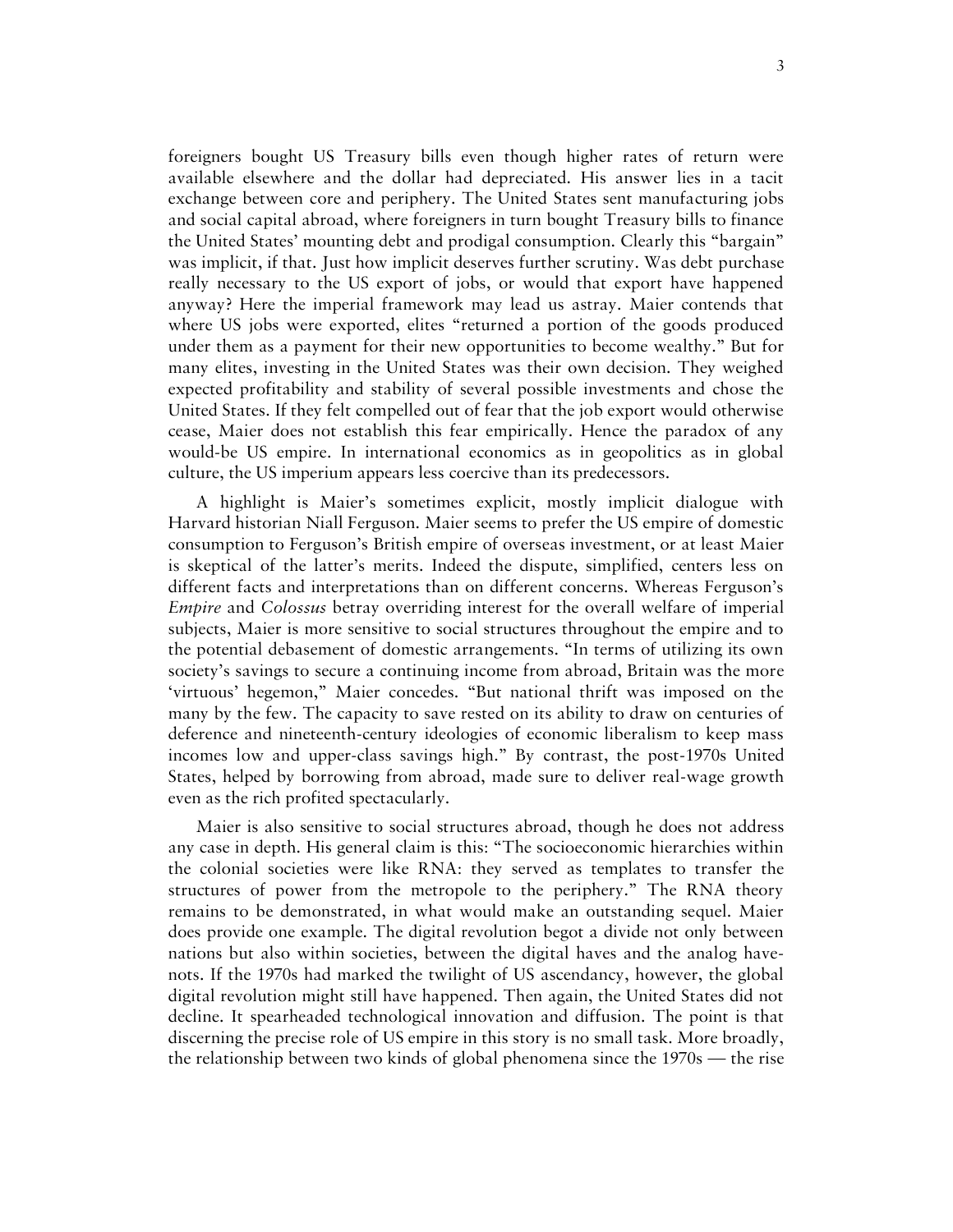foreigners bought US Treasury bills even though higher rates of return were available elsewhere and the dollar had depreciated. His answer lies in a tacit exchange between core and periphery. The United States sent manufacturing jobs and social capital abroad, where foreigners in turn bought Treasury bills to finance the United States' mounting debt and prodigal consumption. Clearly this "bargain" was implicit, if that. Just how implicit deserves further scrutiny. Was debt purchase really necessary to the US export of jobs, or would that export have happened anyway? Here the imperial framework may lead us astray. Maier contends that where US jobs were exported, elites "returned a portion of the goods produced under them as a payment for their new opportunities to become wealthy." But for many elites, investing in the United States was their own decision. They weighed expected profitability and stability of several possible investments and chose the United States. If they felt compelled out of fear that the job export would otherwise cease, Maier does not establish this fear empirically. Hence the paradox of any would-be US empire. In international economics as in geopolitics as in global culture, the US imperium appears less coercive than its predecessors.

A highlight is Maier's sometimes explicit, mostly implicit dialogue with Harvard historian Niall Ferguson. Maier seems to prefer the US empire of domestic consumption to Ferguson's British empire of overseas investment, or at least Maier is skeptical of the latter's merits. Indeed the dispute, simplified, centers less on different facts and interpretations than on different concerns. Whereas Ferguson's *Empire* and *Colossus* betray overriding interest for the overall welfare of imperial subjects, Maier is more sensitive to social structures throughout the empire and to the potential debasement of domestic arrangements. "In terms of utilizing its own society's savings to secure a continuing income from abroad, Britain was the more 'virtuous' hegemon," Maier concedes. "But national thrift was imposed on the many by the few. The capacity to save rested on its ability to draw on centuries of deference and nineteenth-century ideologies of economic liberalism to keep mass incomes low and upper-class savings high." By contrast, the post-1970s United States, helped by borrowing from abroad, made sure to deliver real-wage growth even as the rich profited spectacularly.

Maier is also sensitive to social structures abroad, though he does not address any case in depth. His general claim is this: "The socioeconomic hierarchies within the colonial societies were like RNA: they served as templates to transfer the structures of power from the metropole to the periphery." The RNA theory remains to be demonstrated, in what would make an outstanding sequel. Maier does provide one example. The digital revolution begot a divide not only between nations but also within societies, between the digital haves and the analog have-nots. If the 1970s had marked the twilight of US ascendancy, however, the global digital revolution might still have happened. Then again, the United States did not decline. It spearheaded technological innovation and diffusion. The point is that discerning the precise role of US empire in this story is no small task. More broadly, the relationship between two kinds of global phenomena since the 1970s — the rise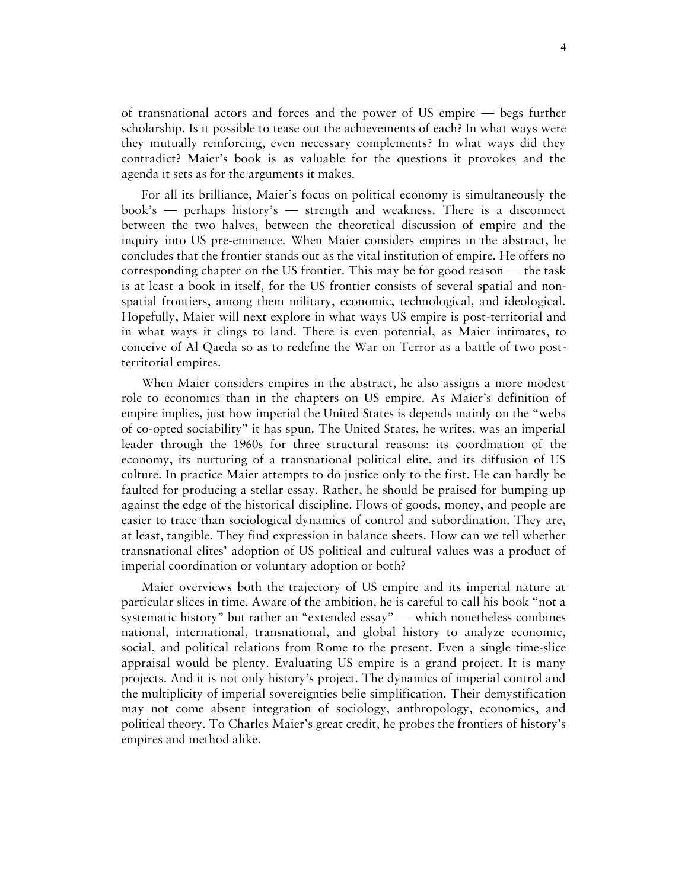of transnational actors and forces and the power of US empire — begs further scholarship. Is it possible to tease out the achievements of each? In what ways were they mutually reinforcing, even necessary complements? In what ways did they contradict? Maier's book is as valuable for the questions it provokes and the agenda it sets as for the arguments it makes.

For all its brilliance, Maier's focus on political economy is simultaneously the book's — perhaps history's — strength and weakness. There is a disconnect between the two halves, between the theoretical discussion of empire and the inquiry into US pre-eminence. When Maier considers empires in the abstract, he concludes that the frontier stands out as the vital institution of empire. He offers no corresponding chapter on the US frontier. This may be for good reason — the task is at least a book in itself, for the US frontier consists of several spatial and non-spatial frontiers, among them military, economic, technological, and ideological. Hopefully, Maier will next explore in what ways US empire is post-territorial and in what ways it clings to land. There is even potential, as Maier intimates, to conceive of Al Qaeda so as to redefine the War on Terror as a battle of two post-territorial empires.

When Maier considers empires in the abstract, he also assigns a more modest role to economics than in the chapters on US empire. As Maier's definition of empire implies, just how imperial the United States is depends mainly on the "webs of co-opted sociability" it has spun. The United States, he writes, was an imperial leader through the 1960s for three structural reasons: its coordination of the economy, its nurturing of a transnational political elite, and its diffusion of US culture. In practice Maier attempts to do justice only to the first. He can hardly be faulted for producing a stellar essay. Rather, he should be praised for bumping up against the edge of the historical discipline. Flows of goods, money, and people are easier to trace than sociological dynamics of control and subordination. They are, at least, tangible. They find expression in balance sheets. How can we tell whether transnational elites' adoption of US political and cultural values was a product of imperial coordination or voluntary adoption or both?

Maier overviews both the trajectory of US empire and its imperial nature at particular slices in time. Aware of the ambition, he is careful to call his book "not a systematic history" but rather an "extended essay" — which nonetheless combines national, international, transnational, and global history to analyze economic, social, and political relations from Rome to the present. Even a single time-slice appraisal would be plenty. Evaluating US empire is a grand project. It is many projects. And it is not only history's project. The dynamics of imperial control and the multiplicity of imperial sovereignties belie simplification. Their demystification may not come absent integration of sociology, anthropology, economics, and political theory. To Charles Maier's great credit, he probes the frontiers of history's empires and method alike.